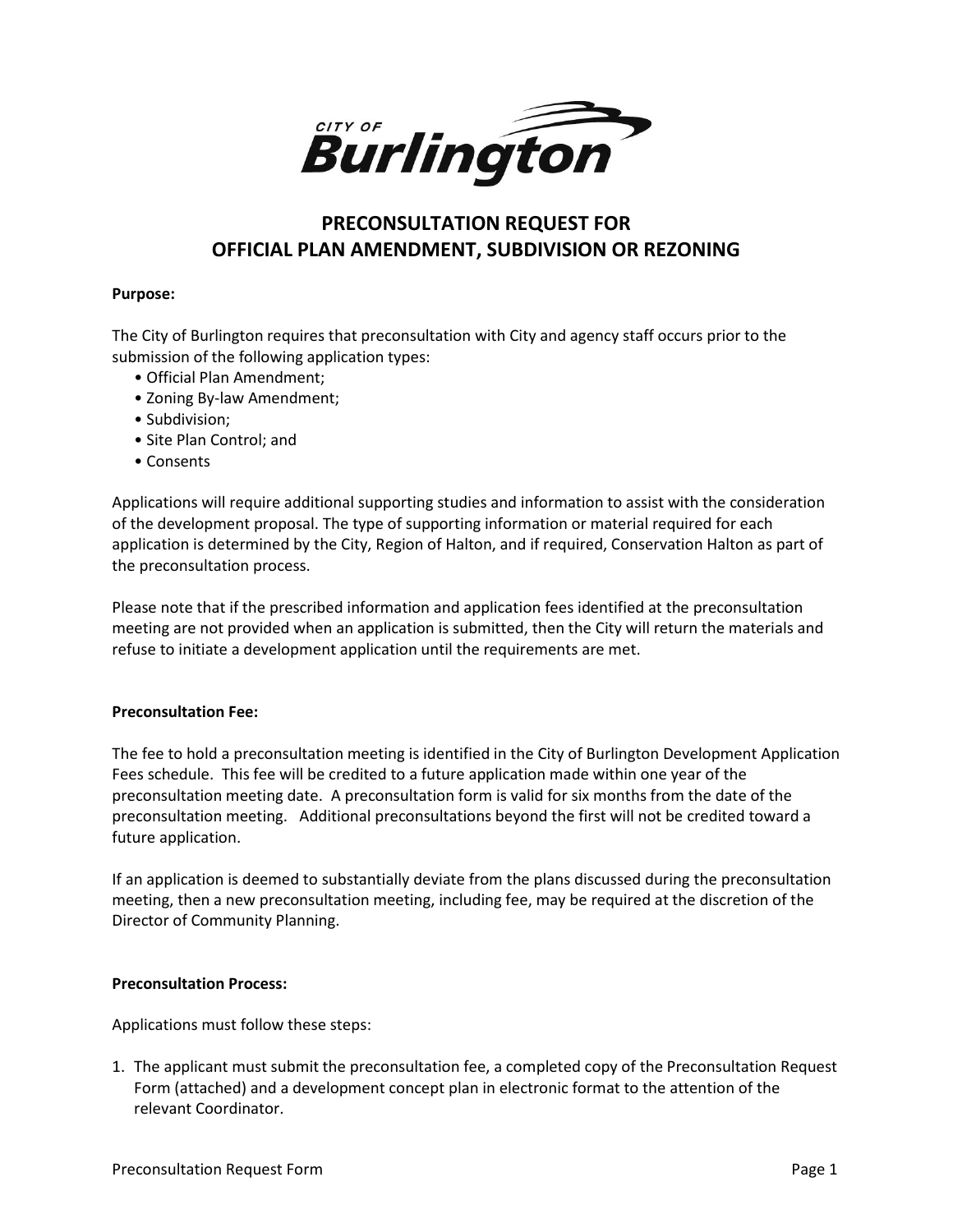# PRECONSULTATION REQUEST FOR OFFICIAL PLAN AMENDMENT, SUBDIVISION OR REZONING

**Purpose:**

The City of Burlington requires that preconsultation with City and agency staff occurs prior to the submission of the following application types:

- Official Plan Amendment;
- Zoning By-law Amendment;
- Subdivision;
- Site Plan Control; and
- Consents

Applications will require additional supporting studies and information to assist with the consideration of the development proposal. The type of supporting information or material required for each application is determined by the City, Region of Halton, and if required, Conservation Halton as part of the preconsultation process.

Please note that if the prescribed information and application fees identified at the preconsultation meeting are not provided when an application is submitted, then the City will return the materials and refuse to initiate a development application until the requirements are met.

**Preconsultation Fee:**

The fee to hold a preconsultation meeting is identified in the City of Burlington Development Application Fees schedule. This fee will be credited to a future application made within one year of the preconsultation meeting date. A preconsultation form is valid for six months from the date of the preconsultation meeting. Additional preconsultations beyond the first will not be credited toward a future application.

If an application is deemed to substantially deviate from the plans discussed during the preconsultation meeting, then a new preconsultation meeting, including fee, may be required at the discretion of the Director of Community Planning.

**Preconsultation Process:**

Applications must follow these steps:

1. The applicant must submit the preconsultation fee, a completed copy of the Preconsultation Request Form (attached) and a development concept plan in electronic format to the attention of the relevant Coordinator.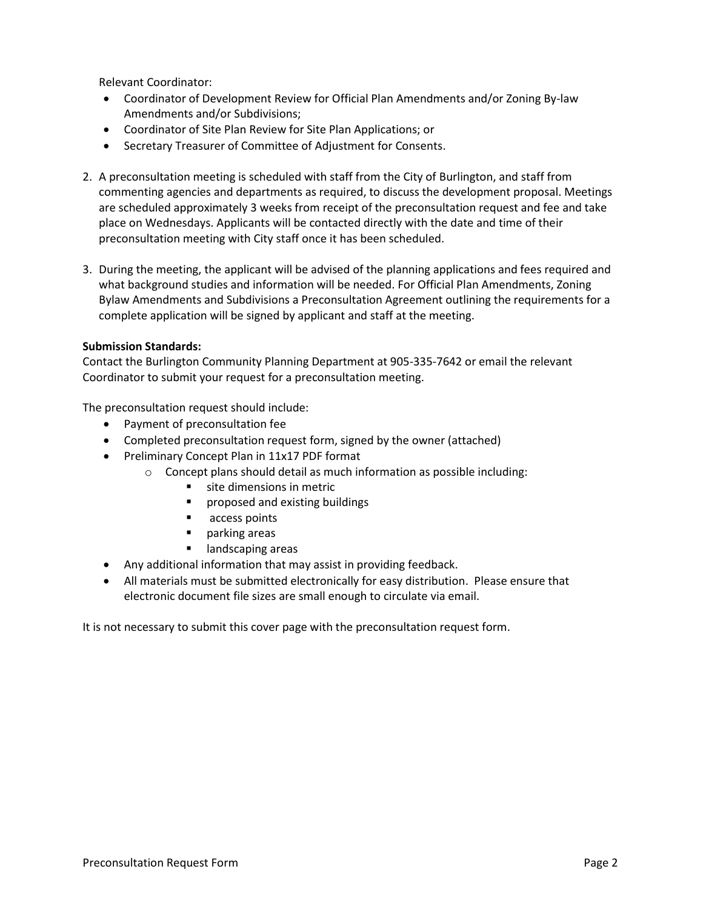Relevant Coordinator:

- Coordinator of Development Review for Official Plan Amendments and/or Zoning By-law Amendments and/or Subdivisions;
- Coordinator of Site Plan Review for Site Plan Applications; or
- Secretary Treasurer of Committee of Adjustment for Consents.

2. A preconsultation meeting is scheduled with staff from the City of Burlington, and staff from commenting agencies and departments as required, to discuss the development proposal. Meetings are scheduled approximately 3 weeks from receipt of the preconsultation request and fee and take place on Wednesdays. Applicants will be contacted directly with the date and time of their preconsultation meeting with City staff once it has been scheduled.

3. During the meeting, the applicant will be advised of the planning applications and fees required and what background studies and information will be needed. For Official Plan Amendments, Zoning Bylaw Amendments and Subdivisions a Preconsultation Agreement outlining the requirements for a complete application will be signed by applicant and staff at the meeting.

**Submission Standards:**

Contact the Burlington Community Planning Department at 905-335-7642 or email the relevant Coordinator to submit your request for a preconsultation meeting.

The preconsultation request should include:

- Payment of preconsultation fee
- Completed preconsultation request form, signed by the owner (attached)
- Preliminary Concept Plan in 11x17 PDF format
  - Concept plans should detail as much information as possible including:
    - site dimensions in metric
    - proposed and existing buildings
    - access points
    - parking areas
    - landscaping areas
- Any additional information that may assist in providing feedback.
- All materials must be submitted electronically for easy distribution. Please ensure that electronic document file sizes are small enough to circulate via email.

It is not necessary to submit this cover page with the preconsultation request form.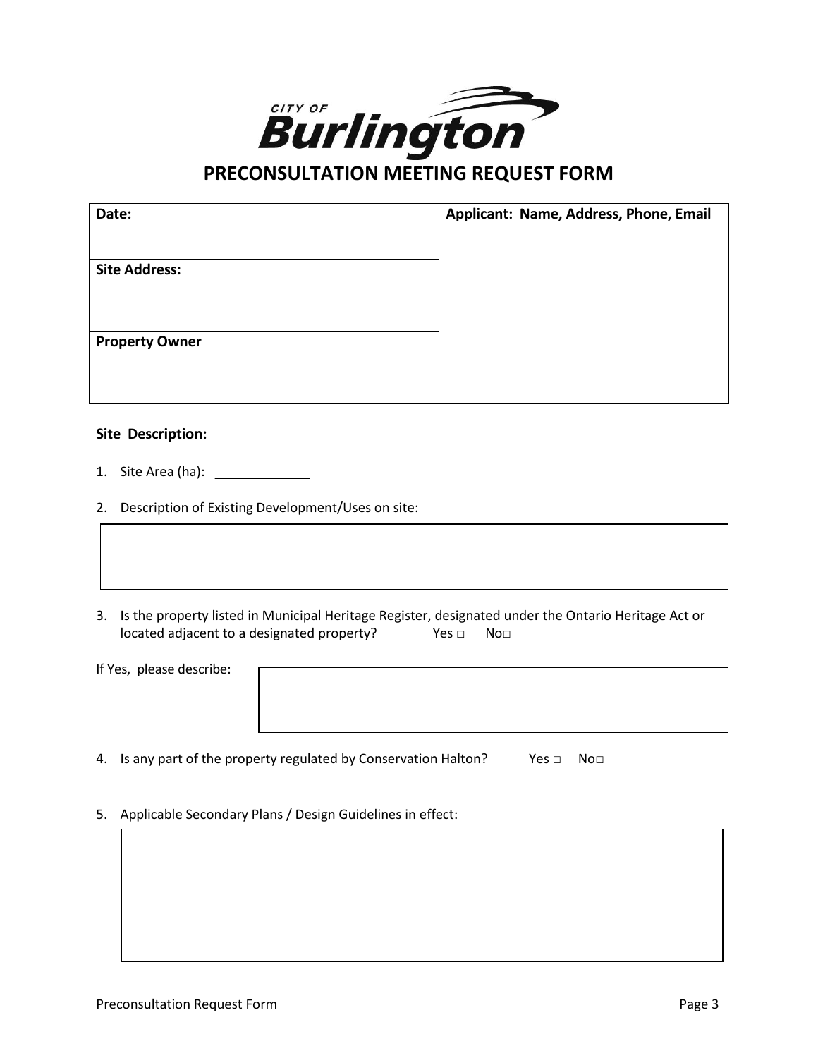CITY OF **Burlington**

# PRECONSULTATION MEETING REQUEST FORM

| **Date:** | **Applicant: Name, Address, Phone, Email** |
|---|---|
| **Site Address:** | |
| **Property Owner** | |

**Site Description:**

1. Site Area (ha): ______________

2. Description of Existing Development/Uses on site:

| |
|---|
| |

3. Is the property listed in Municipal Heritage Register, designated under the Ontario Heritage Act or located adjacent to a designated property? Yes □ No□

If Yes, please describe:

| |
|---|
| |

4. Is any part of the property regulated by Conservation Halton? Yes □ No□

5. Applicable Secondary Plans / Design Guidelines in effect:

| |
|---|
| |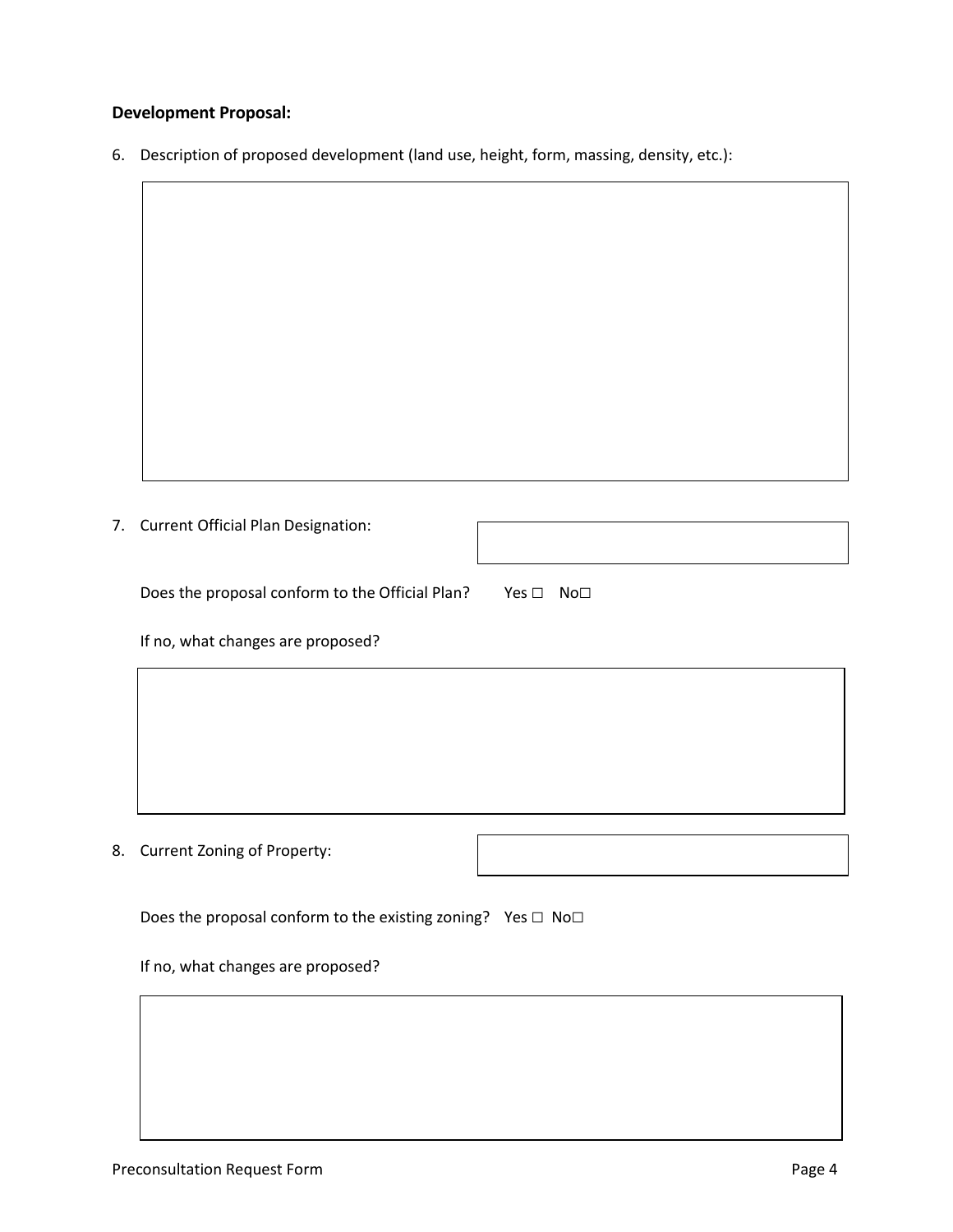**Development Proposal:**

6. Description of proposed development (land use, height, form, massing, density, etc.):

7. Current Official Plan Designation:

   Does the proposal conform to the Official Plan? Yes ☐ No☐

   If no, what changes are proposed?

8. Current Zoning of Property:

   Does the proposal conform to the existing zoning? Yes ☐ No☐

   If no, what changes are proposed?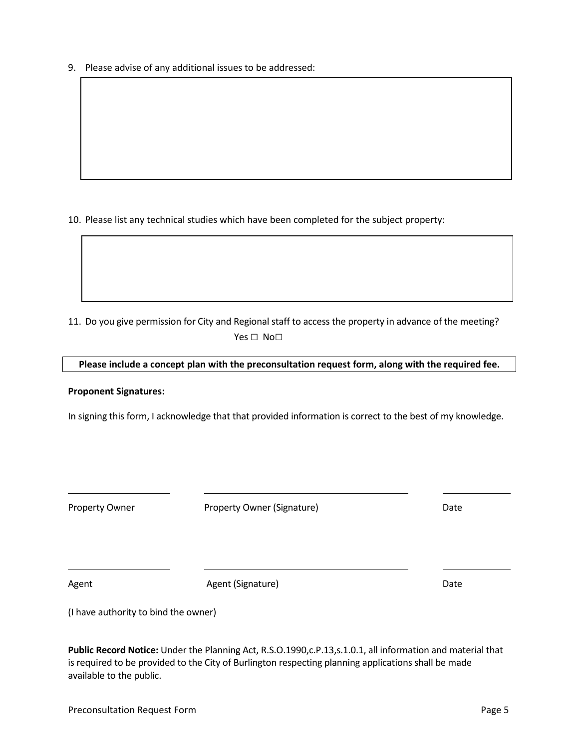9. Please advise of any additional issues to be addressed:

10. Please list any technical studies which have been completed for the subject property:

11. Do you give permission for City and Regional staff to access the property in advance of the meeting?
Yes ☐ No☐

**Please include a concept plan with the preconsultation request form, along with the required fee.**

**Proponent Signatures:**

In signing this form, I acknowledge that that provided information is correct to the best of my knowledge.

| | | |
|---|---|---|
| Property Owner | Property Owner (Signature) | Date |
| Agent | Agent (Signature) | Date |

(I have authority to bind the owner)

**Public Record Notice:** Under the Planning Act, R.S.O.1990,c.P.13,s.1.0.1, all information and material that is required to be provided to the City of Burlington respecting planning applications shall be made available to the public.